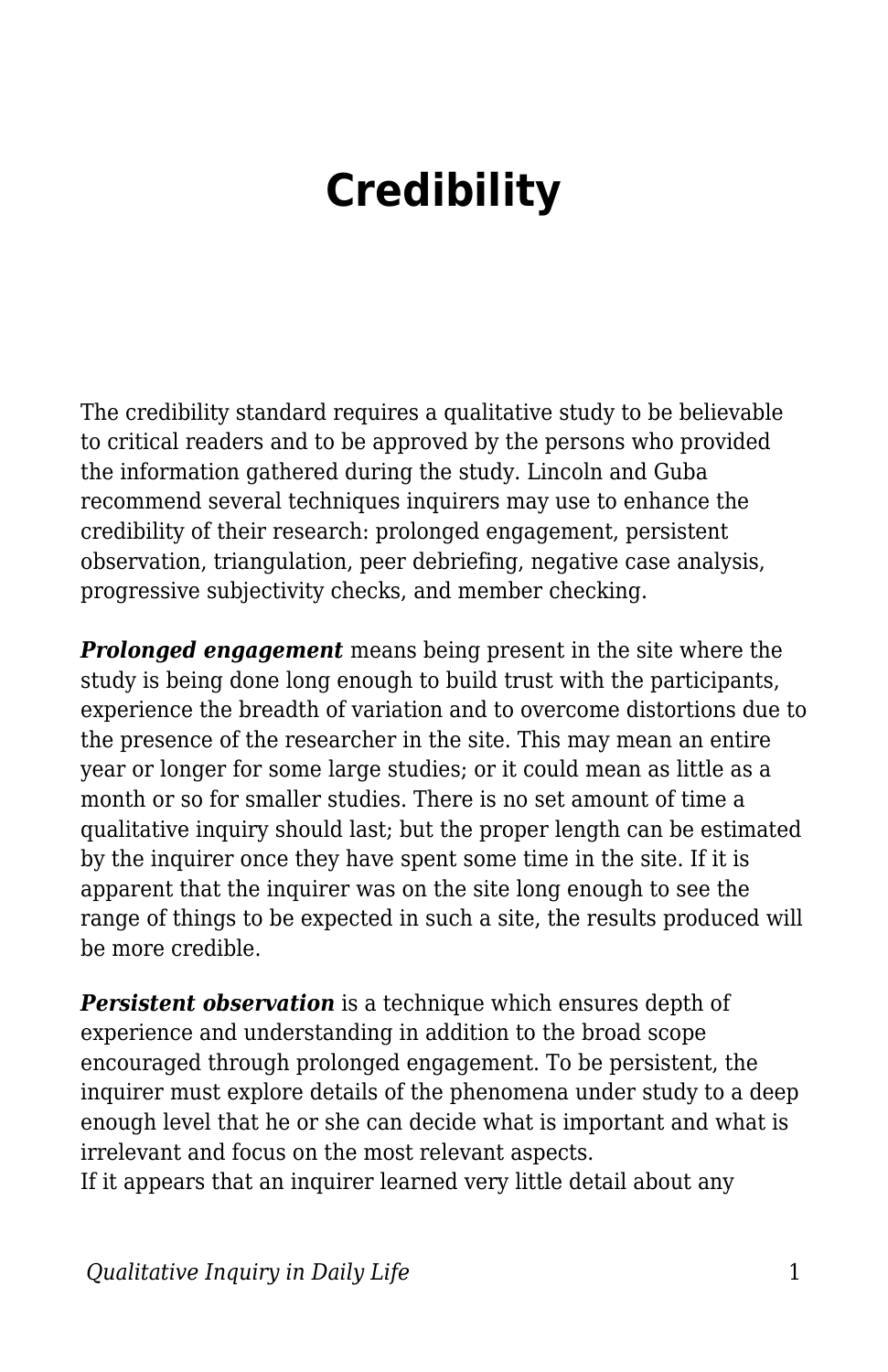# Credibility

The credibility standard requires a qualitative study to be believable to critical readers and to be approved by the persons who provided the information gathered during the study. Lincoln and Guba recommend several techniques inquirers may use to enhance the credibility of their research: prolonged engagement, persistent observation, triangulation, peer debriefing, negative case analysis, progressive subjectivity checks, and member checking.

***Prolonged engagement*** means being present in the site where the study is being done long enough to build trust with the participants, experience the breadth of variation and to overcome distortions due to the presence of the researcher in the site. This may mean an entire year or longer for some large studies; or it could mean as little as a month or so for smaller studies. There is no set amount of time a qualitative inquiry should last; but the proper length can be estimated by the inquirer once they have spent some time in the site. If it is apparent that the inquirer was on the site long enough to see the range of things to be expected in such a site, the results produced will be more credible.

***Persistent observation*** is a technique which ensures depth of experience and understanding in addition to the broad scope encouraged through prolonged engagement. To be persistent, the inquirer must explore details of the phenomena under study to a deep enough level that he or she can decide what is important and what is irrelevant and focus on the most relevant aspects.
If it appears that an inquirer learned very little detail about any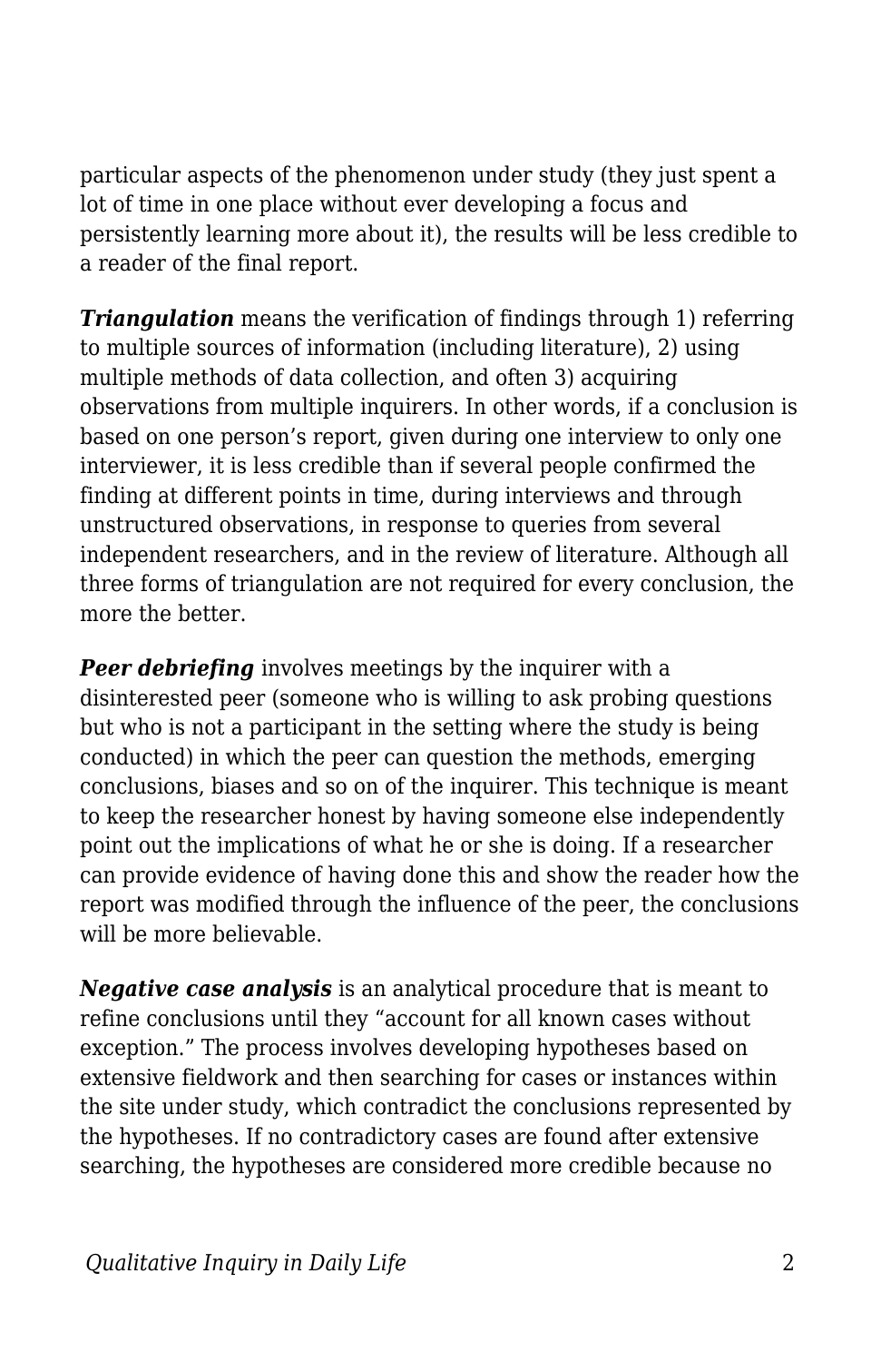particular aspects of the phenomenon under study (they just spent a lot of time in one place without ever developing a focus and persistently learning more about it), the results will be less credible to a reader of the final report.

***Triangulation*** means the verification of findings through 1) referring to multiple sources of information (including literature), 2) using multiple methods of data collection, and often 3) acquiring observations from multiple inquirers. In other words, if a conclusion is based on one person's report, given during one interview to only one interviewer, it is less credible than if several people confirmed the finding at different points in time, during interviews and through unstructured observations, in response to queries from several independent researchers, and in the review of literature. Although all three forms of triangulation are not required for every conclusion, the more the better.

***Peer debriefing*** involves meetings by the inquirer with a disinterested peer (someone who is willing to ask probing questions but who is not a participant in the setting where the study is being conducted) in which the peer can question the methods, emerging conclusions, biases and so on of the inquirer. This technique is meant to keep the researcher honest by having someone else independently point out the implications of what he or she is doing. If a researcher can provide evidence of having done this and show the reader how the report was modified through the influence of the peer, the conclusions will be more believable.

***Negative case analysis*** is an analytical procedure that is meant to refine conclusions until they "account for all known cases without exception." The process involves developing hypotheses based on extensive fieldwork and then searching for cases or instances within the site under study, which contradict the conclusions represented by the hypotheses. If no contradictory cases are found after extensive searching, the hypotheses are considered more credible because no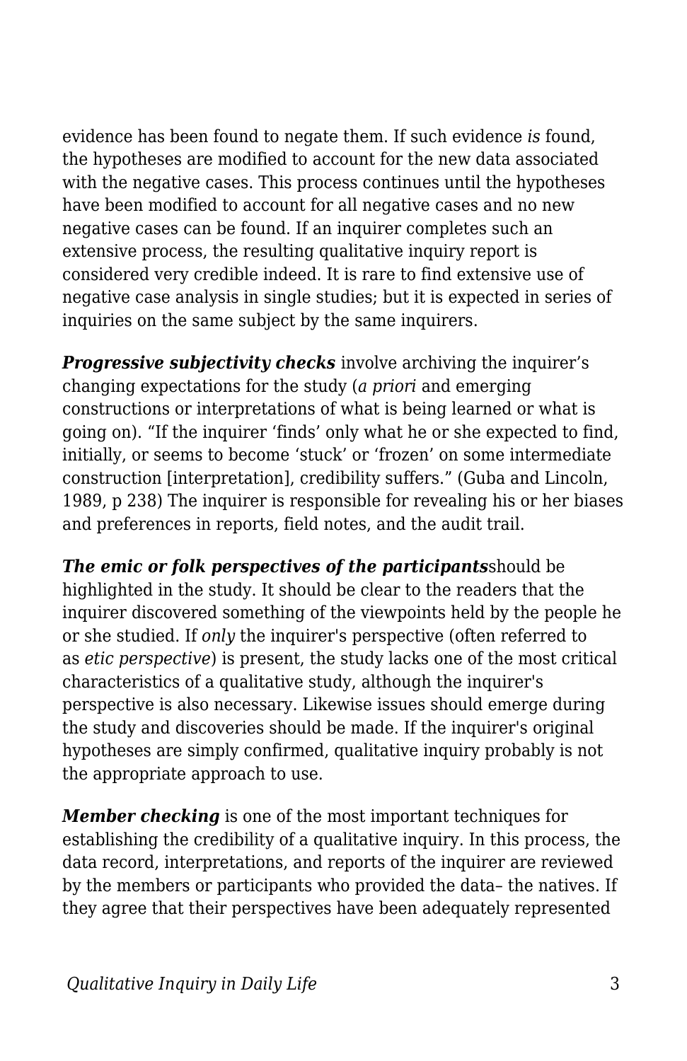evidence has been found to negate them. If such evidence *is* found, the hypotheses are modified to account for the new data associated with the negative cases. This process continues until the hypotheses have been modified to account for all negative cases and no new negative cases can be found. If an inquirer completes such an extensive process, the resulting qualitative inquiry report is considered very credible indeed. It is rare to find extensive use of negative case analysis in single studies; but it is expected in series of inquiries on the same subject by the same inquirers.

***Progressive subjectivity checks*** involve archiving the inquirer's changing expectations for the study (*a priori* and emerging constructions or interpretations of what is being learned or what is going on). "If the inquirer 'finds' only what he or she expected to find, initially, or seems to become 'stuck' or 'frozen' on some intermediate construction [interpretation], credibility suffers." (Guba and Lincoln, 1989, p 238) The inquirer is responsible for revealing his or her biases and preferences in reports, field notes, and the audit trail.

***The emic or folk perspectives of the participants***should be highlighted in the study. It should be clear to the readers that the inquirer discovered something of the viewpoints held by the people he or she studied. If *only* the inquirer's perspective (often referred to as *etic perspective*) is present, the study lacks one of the most critical characteristics of a qualitative study, although the inquirer's perspective is also necessary. Likewise issues should emerge during the study and discoveries should be made. If the inquirer's original hypotheses are simply confirmed, qualitative inquiry probably is not the appropriate approach to use.

***Member checking*** is one of the most important techniques for establishing the credibility of a qualitative inquiry. In this process, the data record, interpretations, and reports of the inquirer are reviewed by the members or participants who provided the data– the natives. If they agree that their perspectives have been adequately represented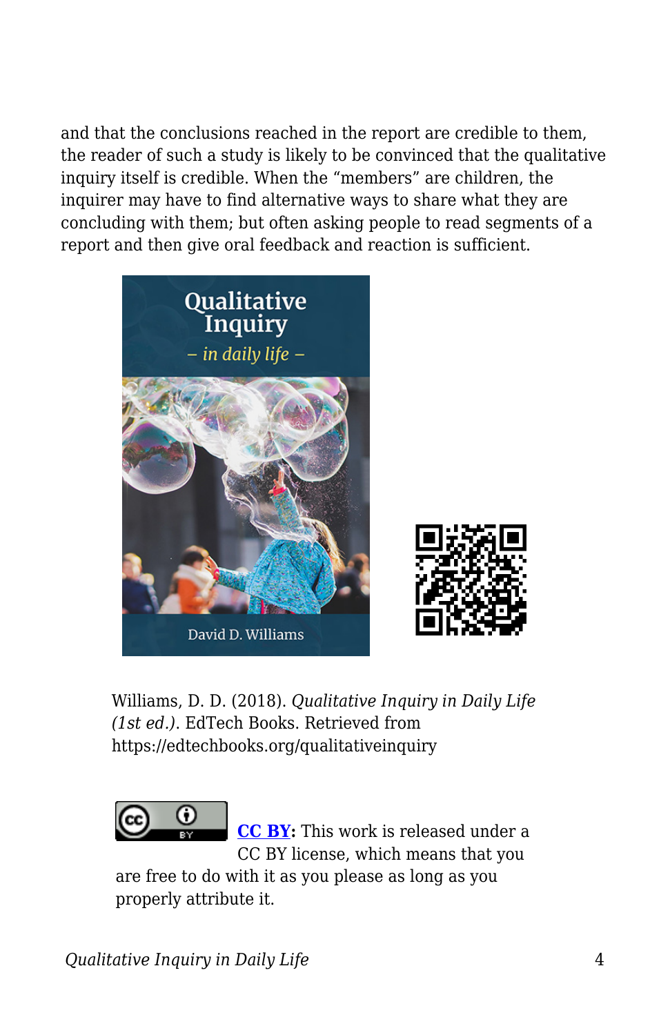and that the conclusions reached in the report are credible to them, the reader of such a study is likely to be convinced that the qualitative inquiry itself is credible. When the "members" are children, the inquirer may have to find alternative ways to share what they are concluding with them; but often asking people to read segments of a report and then give oral feedback and reaction is sufficient.

Williams, D. D. (2018). *Qualitative Inquiry in Daily Life (1st ed.)*. EdTech Books. Retrieved from https://edtechbooks.org/qualitativeinquiry

**CC BY:** This work is released under a CC BY license, which means that you are free to do with it as you please as long as you properly attribute it.